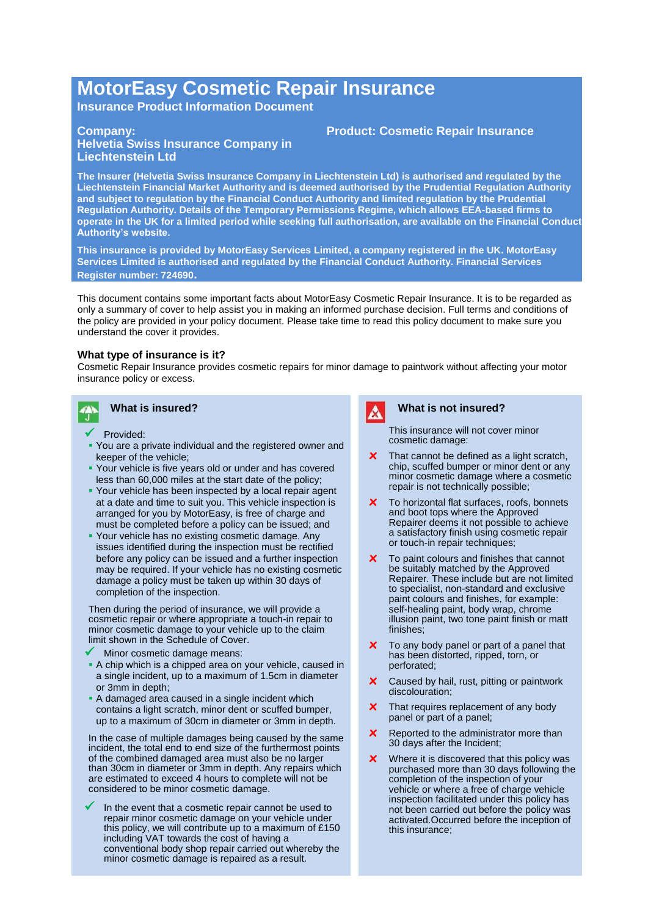# MotorEasy Cosmetic Repair Insurance

**Insurance Product Information Document**

**Company: Helvetia Swiss Insurance Company in Liechtenstein Ltd**

**Product: Cosmetic Repair Insurance**

**The Insurer (Helvetia Swiss Insurance Company in Liechtenstein Ltd) is authorised and regulated by the Liechtenstein Financial Market Authority and is deemed authorised by the Prudential Regulation Authority and subject to regulation by the Financial Conduct Authority and limited regulation by the Prudential Regulation Authority. Details of the Temporary Permissions Regime, which allows EEA-based firms to operate in the UK for a limited period while seeking full authorisation, are available on the Financial Conduct Authority's website.**

**This insurance is provided by MotorEasy Services Limited, a company registered in the UK. MotorEasy Services Limited is authorised and regulated by the Financial Conduct Authority. Financial Services Register number: 724690.**

This document contains some important facts about MotorEasy Cosmetic Repair Insurance. It is to be regarded as only a summary of cover to help assist you in making an informed purchase decision. Full terms and conditions of the policy are provided in your policy document. Please take time to read this policy document to make sure you understand the cover it provides.

### What type of insurance is it?

Cosmetic Repair Insurance provides cosmetic repairs for minor damage to paintwork without affecting your motor insurance policy or excess.

### What is insured?

✓ Provided:

- You are a private individual and the registered owner and keeper of the vehicle;
- Your vehicle is five years old or under and has covered less than 60,000 miles at the start date of the policy;
- Your vehicle has been inspected by a local repair agent at a date and time to suit you. This vehicle inspection is arranged for you by MotorEasy, is free of charge and must be completed before a policy can be issued; and
- Your vehicle has no existing cosmetic damage. Any issues identified during the inspection must be rectified before any policy can be issued and a further inspection may be required. If your vehicle has no existing cosmetic damage a policy must be taken up within 30 days of completion of the inspection.

Then during the period of insurance, we will provide a cosmetic repair or where appropriate a touch-in repair to minor cosmetic damage to your vehicle up to the claim limit shown in the Schedule of Cover.

✓ Minor cosmetic damage means:

- A chip which is a chipped area on your vehicle, caused in a single incident, up to a maximum of 1.5cm in diameter or 3mm in depth;
- A damaged area caused in a single incident which contains a light scratch, minor dent or scuffed bumper, up to a maximum of 30cm in diameter or 3mm in depth.

In the case of multiple damages being caused by the same incident, the total end to end size of the furthermost points of the combined damaged area must also be no larger than 30cm in diameter or 3mm in depth. Any repairs which are estimated to exceed 4 hours to complete will not be considered to be minor cosmetic damage.

✓ In the event that a cosmetic repair cannot be used to repair minor cosmetic damage on your vehicle under this policy, we will contribute up to a maximum of £150 including VAT towards the cost of having a conventional body shop repair carried out whereby the minor cosmetic damage is repaired as a result.

### What is not insured?

This insurance will not cover minor cosmetic damage:

✗ That cannot be defined as a light scratch, chip, scuffed bumper or minor dent or any minor cosmetic damage where a cosmetic repair is not technically possible;

✗ To horizontal flat surfaces, roofs, bonnets and boot tops where the Approved Repairer deems it not possible to achieve a satisfactory finish using cosmetic repair or touch-in repair techniques;

✗ To paint colours and finishes that cannot be suitably matched by the Approved Repairer. These include but are not limited to specialist, non-standard and exclusive paint colours and finishes, for example: self-healing paint, body wrap, chrome illusion paint, two tone paint finish or matt finishes;

✗ To any body panel or part of a panel that has been distorted, ripped, torn, or perforated;

✗ Caused by hail, rust, pitting or paintwork discolouration;

✗ That requires replacement of any body panel or part of a panel;

✗ Reported to the administrator more than 30 days after the Incident;

✗ Where it is discovered that this policy was purchased more than 30 days following the completion of the inspection of your vehicle or where a free of charge vehicle inspection facilitated under this policy has not been carried out before the policy was activated.Occurred before the inception of this insurance;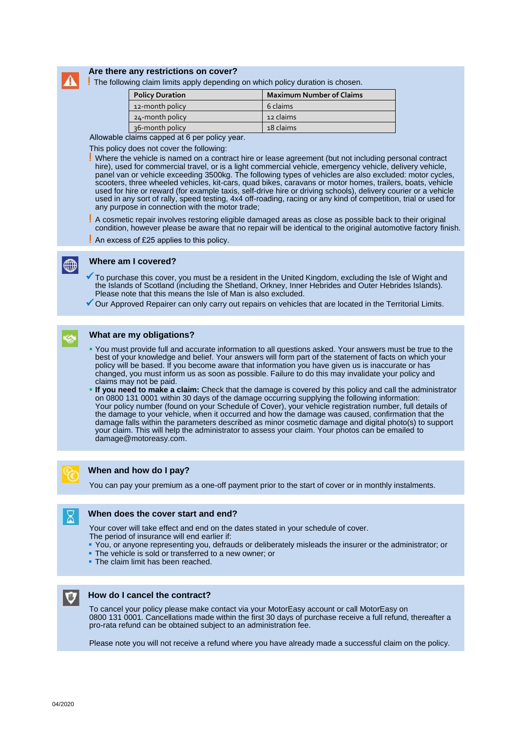## Are there any restrictions on cover?

! The following claim limits apply depending on which policy duration is chosen.

| Policy Duration | Maximum Number of Claims |
|---|---|
| 12-month policy | 6 claims |
| 24-month policy | 12 claims |
| 36-month policy | 18 claims |

Allowable claims capped at 6 per policy year.

This policy does not cover the following:

- ! Where the vehicle is named on a contract hire or lease agreement (but not including personal contract hire), used for commercial travel, or is a light commercial vehicle, emergency vehicle, delivery vehicle, panel van or vehicle exceeding 3500kg. The following types of vehicles are also excluded: motor cycles, scooters, three wheeled vehicles, kit-cars, quad bikes, caravans or motor homes, trailers, boats, vehicle used for hire or reward (for example taxis, self-drive hire or driving schools), delivery courier or a vehicle used in any sort of rally, speed testing, 4x4 off-roading, racing or any kind of competition, trial or used for any purpose in connection with the motor trade;
- ! A cosmetic repair involves restoring eligible damaged areas as close as possible back to their original condition, however please be aware that no repair will be identical to the original automotive factory finish.
- ! An excess of £25 applies to this policy.

## Where am I covered?

- ✓ To purchase this cover, you must be a resident in the United Kingdom, excluding the Isle of Wight and the Islands of Scotland (including the Shetland, Orkney, Inner Hebrides and Outer Hebrides Islands). Please note that this means the Isle of Man is also excluded.
- ✓ Our Approved Repairer can only carry out repairs on vehicles that are located in the Territorial Limits.

## What are my obligations?

- You must provide full and accurate information to all questions asked. Your answers must be true to the best of your knowledge and belief. Your answers will form part of the statement of facts on which your policy will be based. If you become aware that information you have given us is inaccurate or has changed, you must inform us as soon as possible. Failure to do this may invalidate your policy and claims may not be paid.
- **If you need to make a claim:** Check that the damage is covered by this policy and call the administrator on 0800 131 0001 within 30 days of the damage occurring supplying the following information: Your policy number (found on your Schedule of Cover), your vehicle registration number, full details of the damage to your vehicle, when it occurred and how the damage was caused, confirmation that the damage falls within the parameters described as minor cosmetic damage and digital photo(s) to support your claim. This will help the administrator to assess your claim. Your photos can be emailed to damage@motoreasy.com.

## When and how do I pay?

You can pay your premium as a one-off payment prior to the start of cover or in monthly instalments.

## When does the cover start and end?

Your cover will take effect and end on the dates stated in your schedule of cover.
The period of insurance will end earlier if:

- You, or anyone representing you, defrauds or deliberately misleads the insurer or the administrator; or
- The vehicle is sold or transferred to a new owner; or
- The claim limit has been reached.

## How do I cancel the contract?

To cancel your policy please make contact via your MotorEasy account or call MotorEasy on 0800 131 0001. Cancellations made within the first 30 days of purchase receive a full refund, thereafter a pro-rata refund can be obtained subject to an administration fee.

Please note you will not receive a refund where you have already made a successful claim on the policy.

04/2020